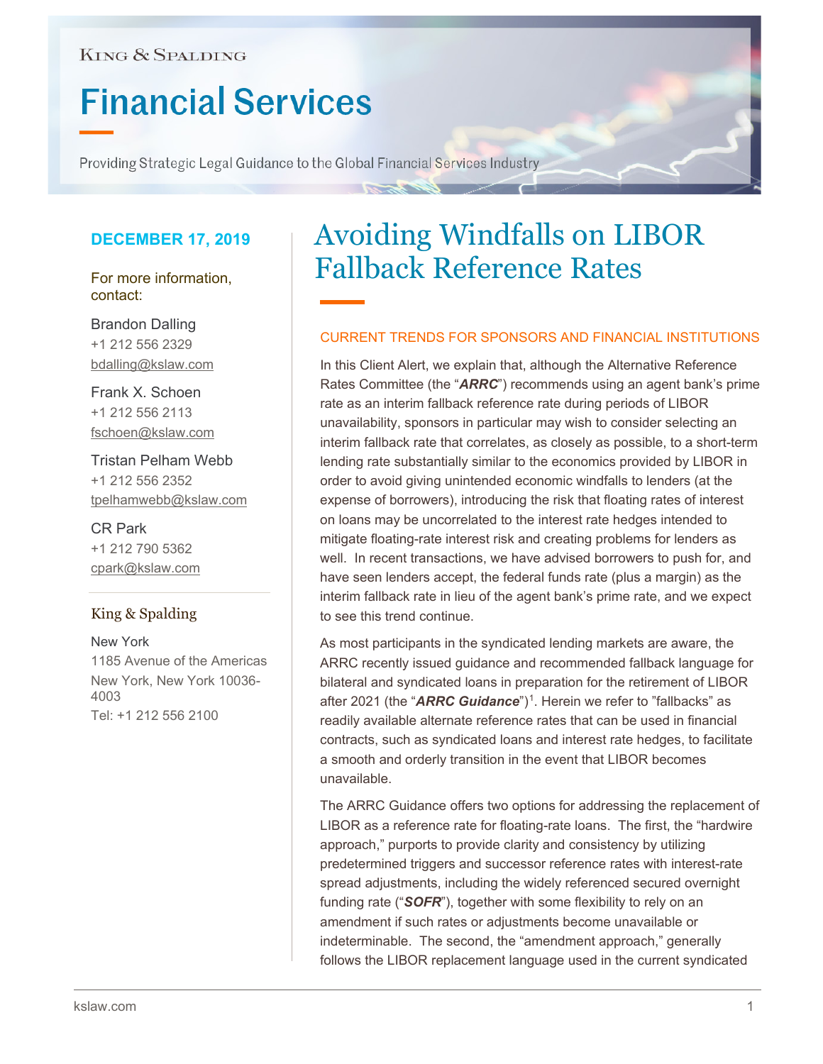King & Spalding

# Financial Services

Providing Strategic Legal Guidance to the Global Financial Services Industry

**DECEMBER 17, 2019**

For more information, contact:

Brandon Dalling
+1 212 556 2329
bdalling@kslaw.com

Frank X. Schoen
+1 212 556 2113
fschoen@kslaw.com

Tristan Pelham Webb
+1 212 556 2352
tpelhamwebb@kslaw.com

CR Park
+1 212 790 5362
cpark@kslaw.com

King & Spalding

New York
1185 Avenue of the Americas
New York, New York 10036-4003
Tel: +1 212 556 2100

# Avoiding Windfalls on LIBOR Fallback Reference Rates

## CURRENT TRENDS FOR SPONSORS AND FINANCIAL INSTITUTIONS

In this Client Alert, we explain that, although the Alternative Reference Rates Committee (the "***ARRC***") recommends using an agent bank's prime rate as an interim fallback reference rate during periods of LIBOR unavailability, sponsors in particular may wish to consider selecting an interim fallback rate that correlates, as closely as possible, to a short-term lending rate substantially similar to the economics provided by LIBOR in order to avoid giving unintended economic windfalls to lenders (at the expense of borrowers), introducing the risk that floating rates of interest on loans may be uncorrelated to the interest rate hedges intended to mitigate floating-rate interest risk and creating problems for lenders as well. In recent transactions, we have advised borrowers to push for, and have seen lenders accept, the federal funds rate (plus a margin) as the interim fallback rate in lieu of the agent bank's prime rate, and we expect to see this trend continue.

As most participants in the syndicated lending markets are aware, the ARRC recently issued guidance and recommended fallback language for bilateral and syndicated loans in preparation for the retirement of LIBOR after 2021 (the "***ARRC Guidance***")[1]. Herein we refer to "fallbacks" as readily available alternate reference rates that can be used in financial contracts, such as syndicated loans and interest rate hedges, to facilitate a smooth and orderly transition in the event that LIBOR becomes unavailable.

The ARRC Guidance offers two options for addressing the replacement of LIBOR as a reference rate for floating-rate loans. The first, the "hardwire approach," purports to provide clarity and consistency by utilizing predetermined triggers and successor reference rates with interest-rate spread adjustments, including the widely referenced secured overnight funding rate ("***SOFR***"), together with some flexibility to rely on an amendment if such rates or adjustments become unavailable or indeterminable. The second, the "amendment approach," generally follows the LIBOR replacement language used in the current syndicated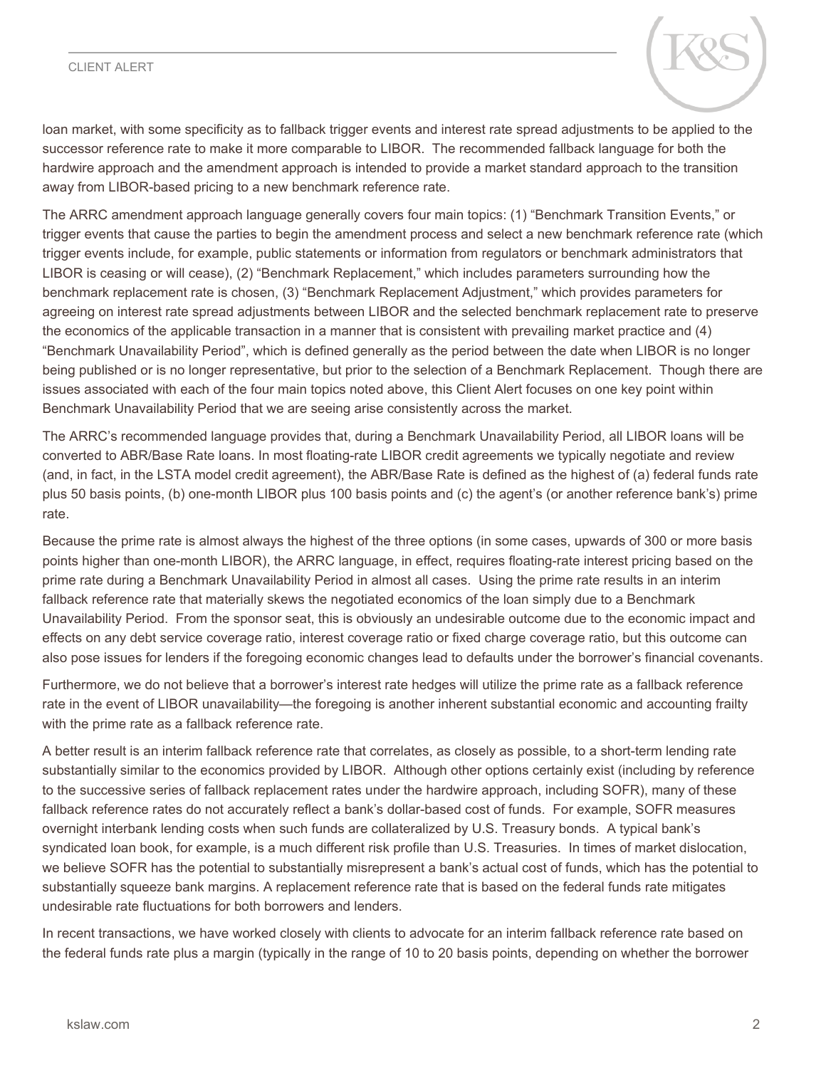loan market, with some specificity as to fallback trigger events and interest rate spread adjustments to be applied to the successor reference rate to make it more comparable to LIBOR. The recommended fallback language for both the hardwire approach and the amendment approach is intended to provide a market standard approach to the transition away from LIBOR-based pricing to a new benchmark reference rate.

The ARRC amendment approach language generally covers four main topics: (1) "Benchmark Transition Events," or trigger events that cause the parties to begin the amendment process and select a new benchmark reference rate (which trigger events include, for example, public statements or information from regulators or benchmark administrators that LIBOR is ceasing or will cease), (2) "Benchmark Replacement," which includes parameters surrounding how the benchmark replacement rate is chosen, (3) "Benchmark Replacement Adjustment," which provides parameters for agreeing on interest rate spread adjustments between LIBOR and the selected benchmark replacement rate to preserve the economics of the applicable transaction in a manner that is consistent with prevailing market practice and (4) "Benchmark Unavailability Period", which is defined generally as the period between the date when LIBOR is no longer being published or is no longer representative, but prior to the selection of a Benchmark Replacement. Though there are issues associated with each of the four main topics noted above, this Client Alert focuses on one key point within Benchmark Unavailability Period that we are seeing arise consistently across the market.

The ARRC's recommended language provides that, during a Benchmark Unavailability Period, all LIBOR loans will be converted to ABR/Base Rate loans. In most floating-rate LIBOR credit agreements we typically negotiate and review (and, in fact, in the LSTA model credit agreement), the ABR/Base Rate is defined as the highest of (a) federal funds rate plus 50 basis points, (b) one-month LIBOR plus 100 basis points and (c) the agent's (or another reference bank's) prime rate.

Because the prime rate is almost always the highest of the three options (in some cases, upwards of 300 or more basis points higher than one-month LIBOR), the ARRC language, in effect, requires floating-rate interest pricing based on the prime rate during a Benchmark Unavailability Period in almost all cases. Using the prime rate results in an interim fallback reference rate that materially skews the negotiated economics of the loan simply due to a Benchmark Unavailability Period. From the sponsor seat, this is obviously an undesirable outcome due to the economic impact and effects on any debt service coverage ratio, interest coverage ratio or fixed charge coverage ratio, but this outcome can also pose issues for lenders if the foregoing economic changes lead to defaults under the borrower's financial covenants.

Furthermore, we do not believe that a borrower's interest rate hedges will utilize the prime rate as a fallback reference rate in the event of LIBOR unavailability—the foregoing is another inherent substantial economic and accounting frailty with the prime rate as a fallback reference rate.

A better result is an interim fallback reference rate that correlates, as closely as possible, to a short-term lending rate substantially similar to the economics provided by LIBOR. Although other options certainly exist (including by reference to the successive series of fallback replacement rates under the hardwire approach, including SOFR), many of these fallback reference rates do not accurately reflect a bank's dollar-based cost of funds. For example, SOFR measures overnight interbank lending costs when such funds are collateralized by U.S. Treasury bonds. A typical bank's syndicated loan book, for example, is a much different risk profile than U.S. Treasuries. In times of market dislocation, we believe SOFR has the potential to substantially misrepresent a bank's actual cost of funds, which has the potential to substantially squeeze bank margins. A replacement reference rate that is based on the federal funds rate mitigates undesirable rate fluctuations for both borrowers and lenders.

In recent transactions, we have worked closely with clients to advocate for an interim fallback reference rate based on the federal funds rate plus a margin (typically in the range of 10 to 20 basis points, depending on whether the borrower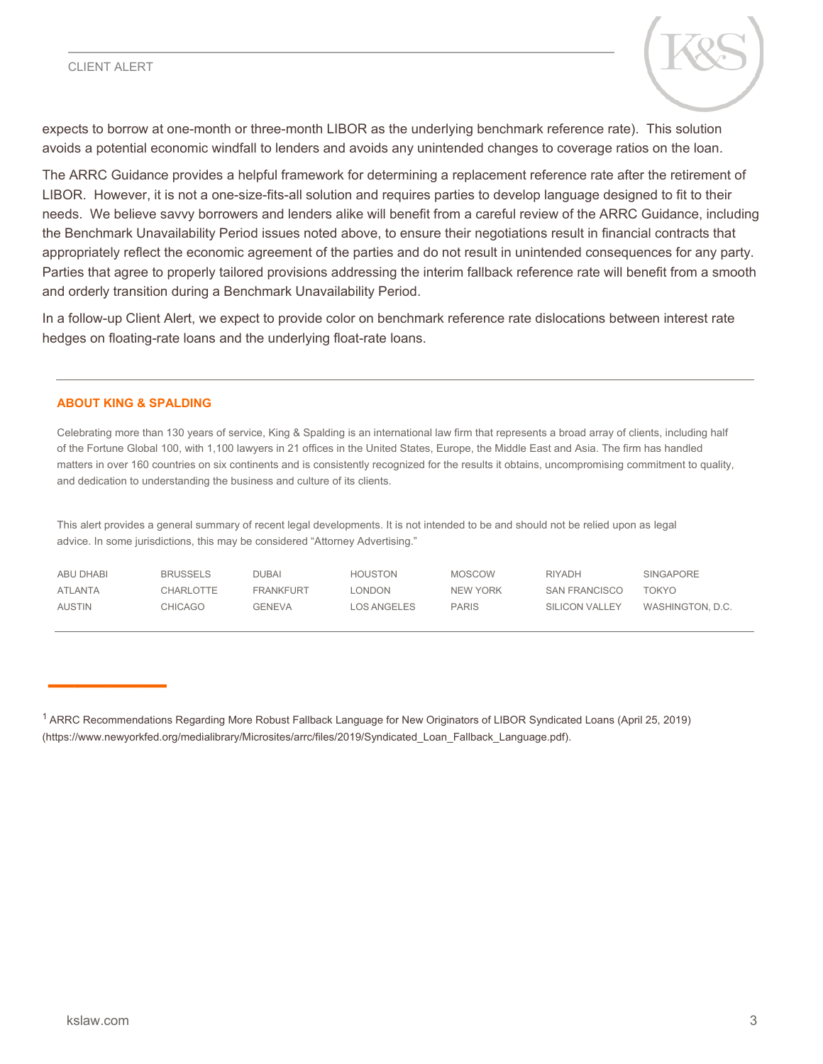expects to borrow at one-month or three-month LIBOR as the underlying benchmark reference rate). This solution avoids a potential economic windfall to lenders and avoids any unintended changes to coverage ratios on the loan.

The ARRC Guidance provides a helpful framework for determining a replacement reference rate after the retirement of LIBOR. However, it is not a one-size-fits-all solution and requires parties to develop language designed to fit to their needs. We believe savvy borrowers and lenders alike will benefit from a careful review of the ARRC Guidance, including the Benchmark Unavailability Period issues noted above, to ensure their negotiations result in financial contracts that appropriately reflect the economic agreement of the parties and do not result in unintended consequences for any party. Parties that agree to properly tailored provisions addressing the interim fallback reference rate will benefit from a smooth and orderly transition during a Benchmark Unavailability Period.

In a follow-up Client Alert, we expect to provide color on benchmark reference rate dislocations between interest rate hedges on floating-rate loans and the underlying float-rate loans.

---

**ABOUT KING & SPALDING**

Celebrating more than 130 years of service, King & Spalding is an international law firm that represents a broad array of clients, including half of the Fortune Global 100, with 1,100 lawyers in 21 offices in the United States, Europe, the Middle East and Asia. The firm has handled matters in over 160 countries on six continents and is consistently recognized for the results it obtains, uncompromising commitment to quality, and dedication to understanding the business and culture of its clients.

This alert provides a general summary of recent legal developments. It is not intended to be and should not be relied upon as legal advice. In some jurisdictions, this may be considered "Attorney Advertising."

| | | | | | | |
|---|---|---|---|---|---|---|
| ABU DHABI | BRUSSELS | DUBAI | HOUSTON | MOSCOW | RIYADH | SINGAPORE |
| ATLANTA | CHARLOTTE | FRANKFURT | LONDON | NEW YORK | SAN FRANCISCO | TOKYO |
| AUSTIN | CHICAGO | GENEVA | LOS ANGELES | PARIS | SILICON VALLEY | WASHINGTON, D.C. |

---

[1] ARRC Recommendations Regarding More Robust Fallback Language for New Originators of LIBOR Syndicated Loans (April 25, 2019) (https://www.newyorkfed.org/medialibrary/Microsites/arrc/files/2019/Syndicated_Loan_Fallback_Language.pdf).